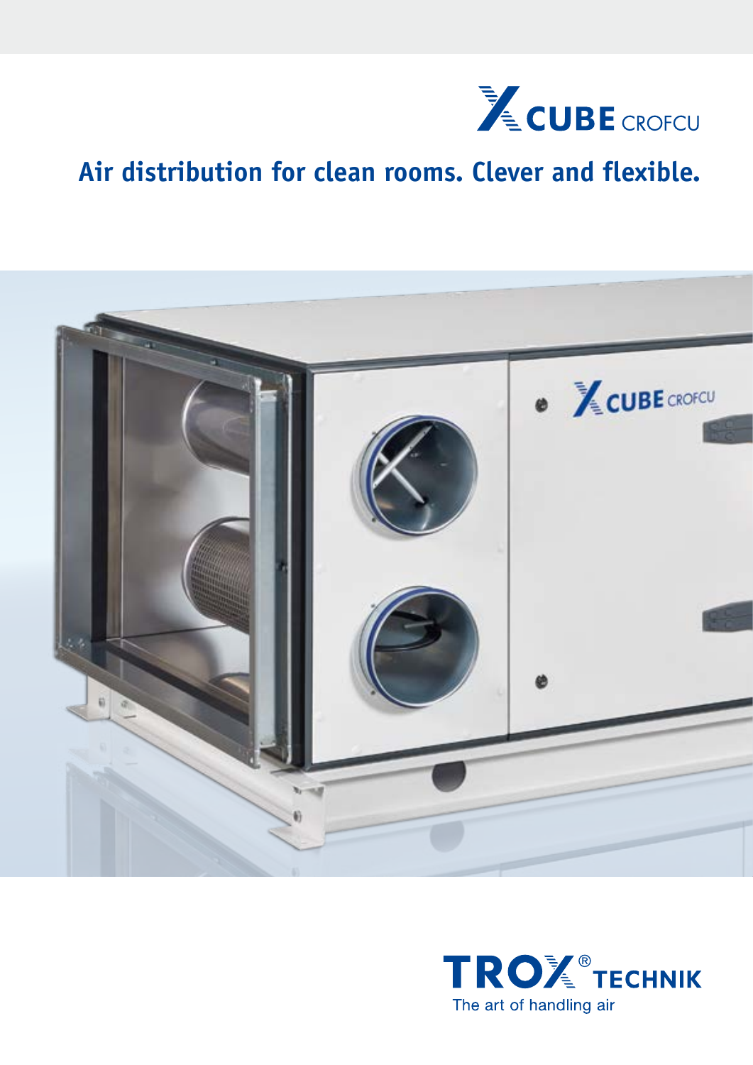# X CUBE CROFCU

## Air distribution for clean rooms. Clever and flexible.

TROX® TECHNIK

The art of handling air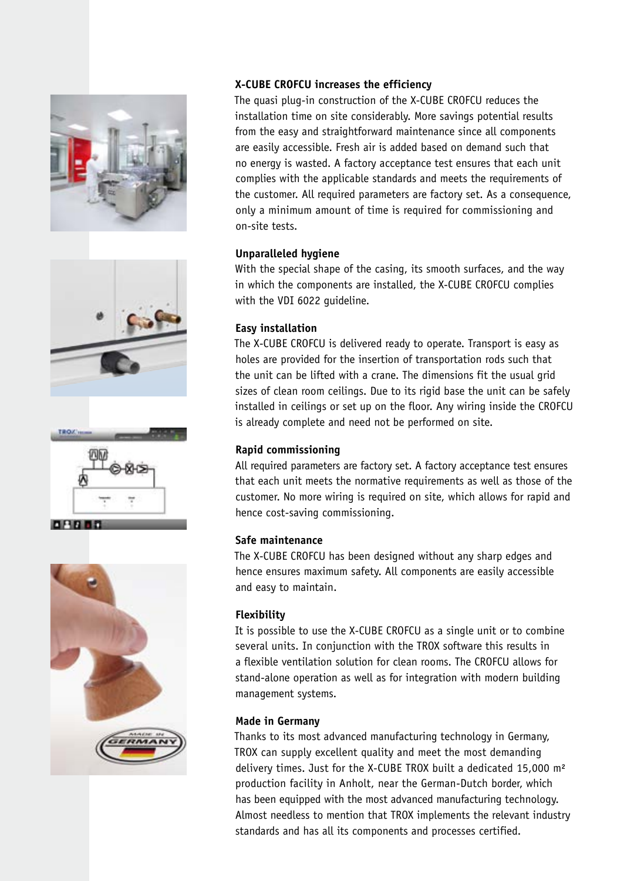**X-CUBE CROFCU increases the efficiency**

The quasi plug-in construction of the X-CUBE CROFCU reduces the installation time on site considerably. More savings potential results from the easy and straightforward maintenance since all components are easily accessible. Fresh air is added based on demand such that no energy is wasted. A factory acceptance test ensures that each unit complies with the applicable standards and meets the requirements of the customer. All required parameters are factory set. As a consequence, only a minimum amount of time is required for commissioning and on-site tests.

**Unparalleled hygiene**

With the special shape of the casing, its smooth surfaces, and the way in which the components are installed, the X-CUBE CROFCU complies with the VDI 6022 guideline.

**Easy installation**

The X-CUBE CROFCU is delivered ready to operate. Transport is easy as holes are provided for the insertion of transportation rods such that the unit can be lifted with a crane. The dimensions fit the usual grid sizes of clean room ceilings. Due to its rigid base the unit can be safely installed in ceilings or set up on the floor. Any wiring inside the CROFCU is already complete and need not be performed on site.

**Rapid commissioning**

All required parameters are factory set. A factory acceptance test ensures that each unit meets the normative requirements as well as those of the customer. No more wiring is required on site, which allows for rapid and hence cost-saving commissioning.

**Safe maintenance**

The X-CUBE CROFCU has been designed without any sharp edges and hence ensures maximum safety. All components are easily accessible and easy to maintain.

**Flexibility**

It is possible to use the X-CUBE CROFCU as a single unit or to combine several units. In conjunction with the TROX software this results in a flexible ventilation solution for clean rooms. The CROFCU allows for stand-alone operation as well as for integration with modern building management systems.

**Made in Germany**

Thanks to its most advanced manufacturing technology in Germany, TROX can supply excellent quality and meet the most demanding delivery times. Just for the X-CUBE TROX built a dedicated 15,000 m² production facility in Anholt, near the German-Dutch border, which has been equipped with the most advanced manufacturing technology. Almost needless to mention that TROX implements the relevant industry standards and has all its components and processes certified.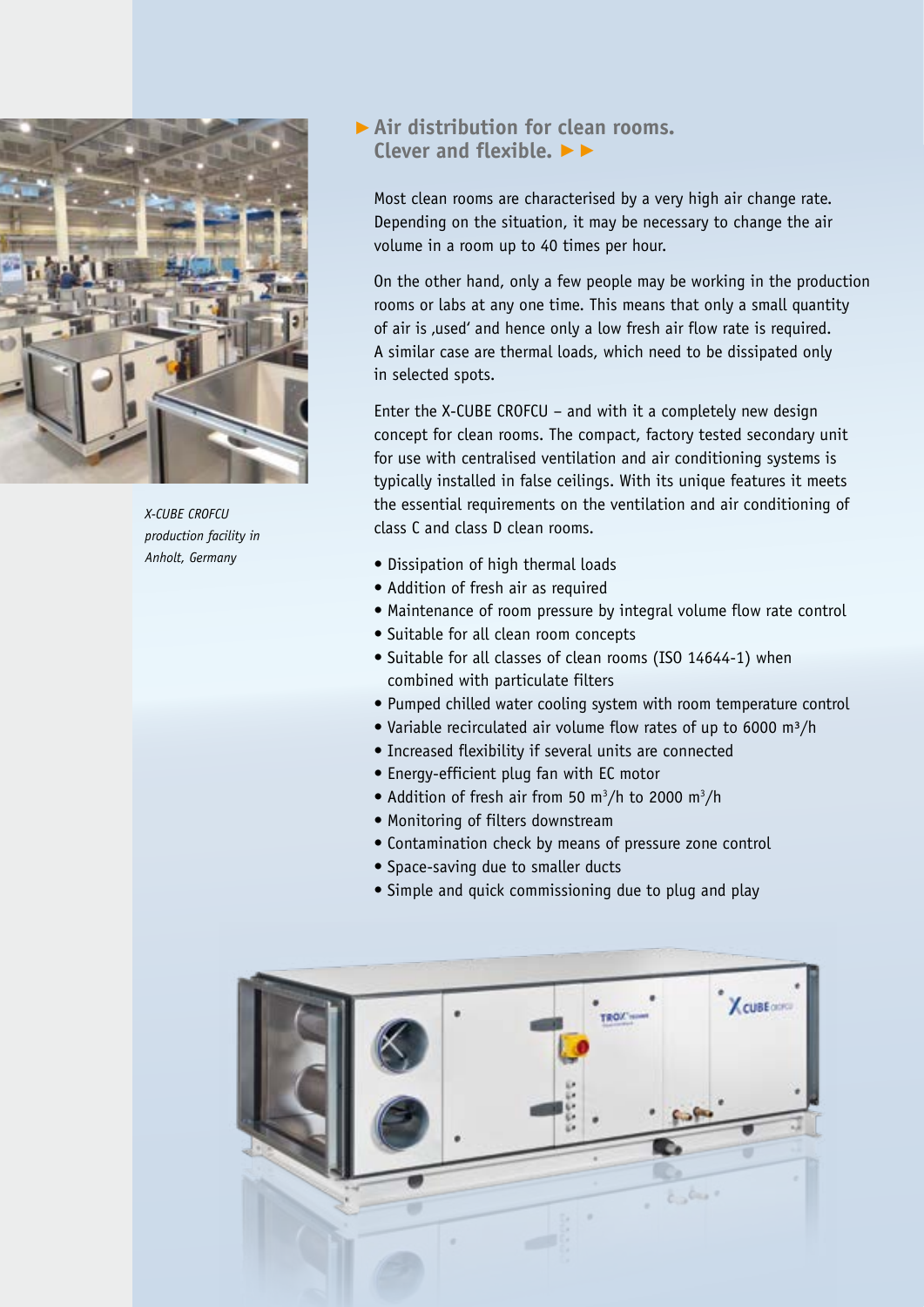*X-CUBE CROFCU production facility in Anholt, Germany*

## Air distribution for clean rooms. Clever and flexible.

Most clean rooms are characterised by a very high air change rate. Depending on the situation, it may be necessary to change the air volume in a room up to 40 times per hour.

On the other hand, only a few people may be working in the production rooms or labs at any one time. This means that only a small quantity of air is ‚used' and hence only a low fresh air flow rate is required. A similar case are thermal loads, which need to be dissipated only in selected spots.

Enter the X-CUBE CROFCU – and with it a completely new design concept for clean rooms. The compact, factory tested secondary unit for use with centralised ventilation and air conditioning systems is typically installed in false ceilings. With its unique features it meets the essential requirements on the ventilation and air conditioning of class C and class D clean rooms.

- Dissipation of high thermal loads
- Addition of fresh air as required
- Maintenance of room pressure by integral volume flow rate control
- Suitable for all clean room concepts
- Suitable for all classes of clean rooms (ISO 14644-1) when combined with particulate filters
- Pumped chilled water cooling system with room temperature control
- Variable recirculated air volume flow rates of up to 6000 $m^3/h$
- Increased flexibility if several units are connected
- Energy-efficient plug fan with EC motor
- Addition of fresh air from 50 $m^3/h$ to 2000 $m^3/h$
- Monitoring of filters downstream
- Contamination check by means of pressure zone control
- Space-saving due to smaller ducts
- Simple and quick commissioning due to plug and play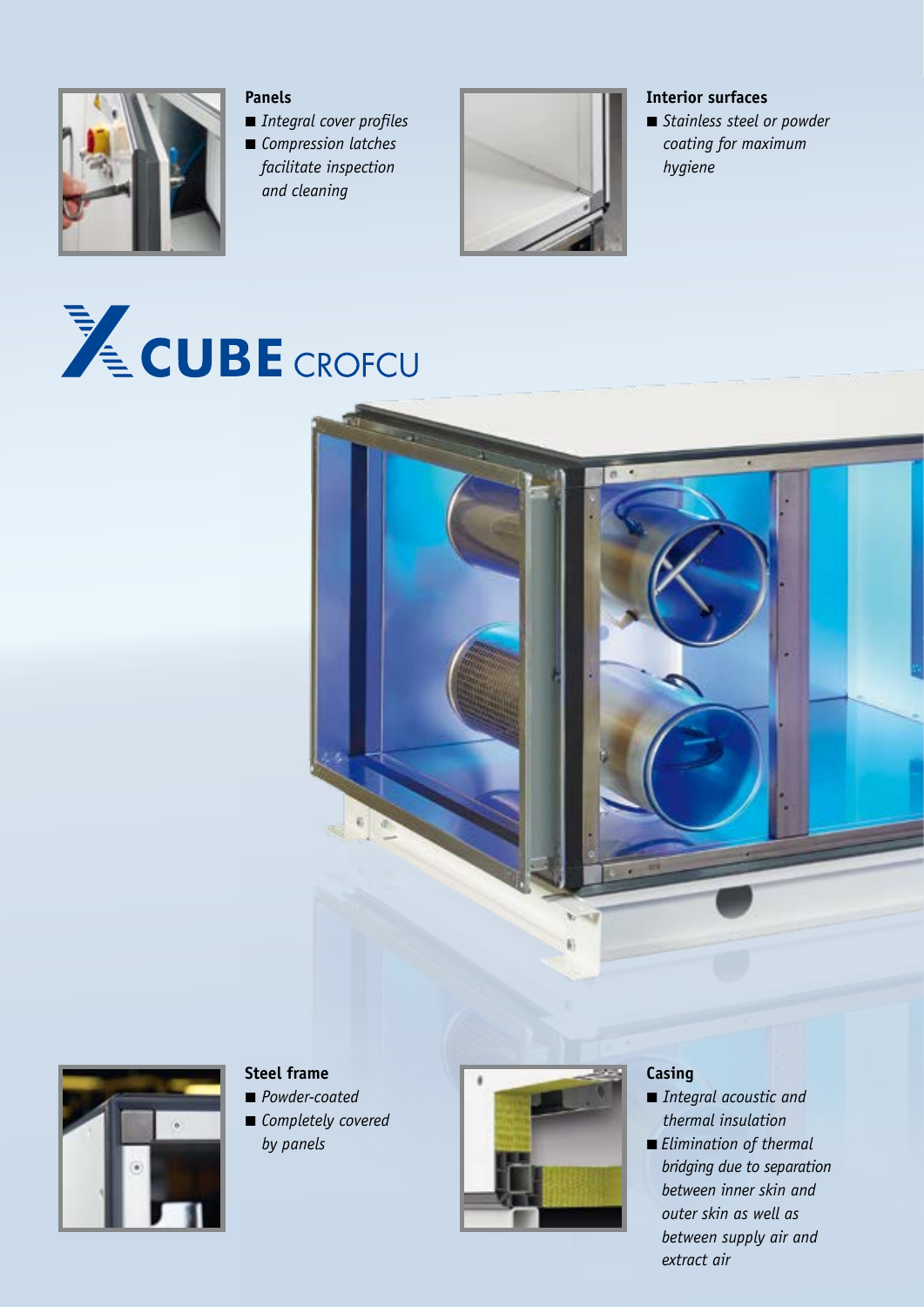### Panels

- *Integral cover profiles*
- *Compression latches facilitate inspection and cleaning*

### Interior surfaces

- *Stainless steel or powder coating for maximum hygiene*

# X-CUBE CROFCU

### Steel frame

- *Powder-coated*
- *Completely covered by panels*

### Casing

- *Integral acoustic and thermal insulation*
- *Elimination of thermal bridging due to separation between inner skin and outer skin as well as between supply air and extract air*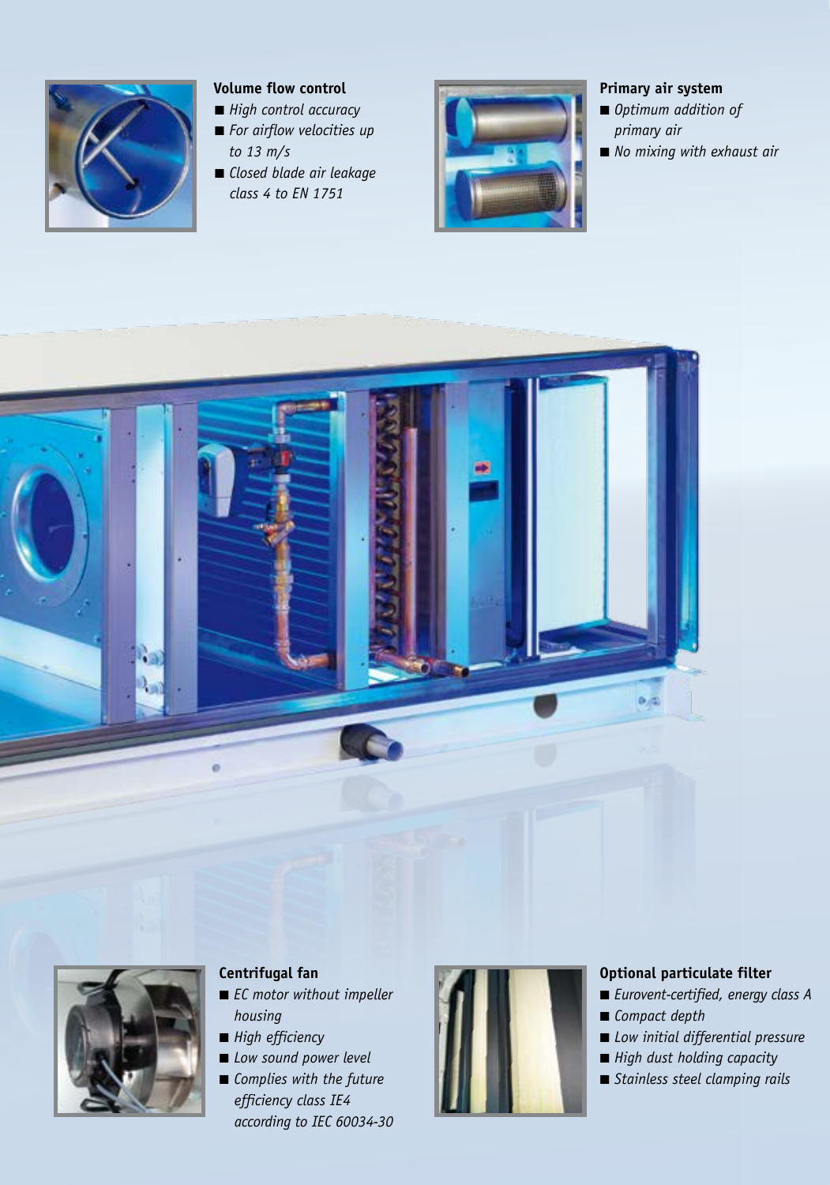### Volume flow control

- *High control accuracy*
- *For airflow velocities up to 13 m/s*
- *Closed blade air leakage class 4 to EN 1751*

### Primary air system

- *Optimum addition of primary air*
- *No mixing with exhaust air*

### Centrifugal fan

- *EC motor without impeller housing*
- *High efficiency*
- *Low sound power level*
- *Complies with the future efficiency class IE4 according to IEC 60034-30*

### Optional particulate filter

- *Eurovent-certified, energy class A*
- *Compact depth*
- *Low initial differential pressure*
- *High dust holding capacity*
- *Stainless steel clamping rails*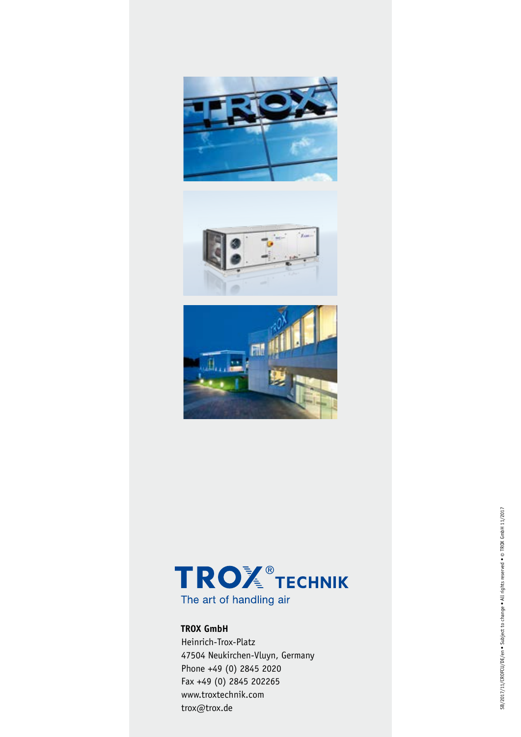TROX® TECHNIK

The art of handling air

**TROX GmbH**

Heinrich-Trox-Platz
47504 Neukirchen-Vluyn, Germany
Phone +49 (0) 2845 2020
Fax +49 (0) 2845 202265
www.troxtechnik.com
trox@trox.de

SB/2017/11/CROFCU/DE/en • Subject to change • All rights reserved • © TROX GmbH 11/2017